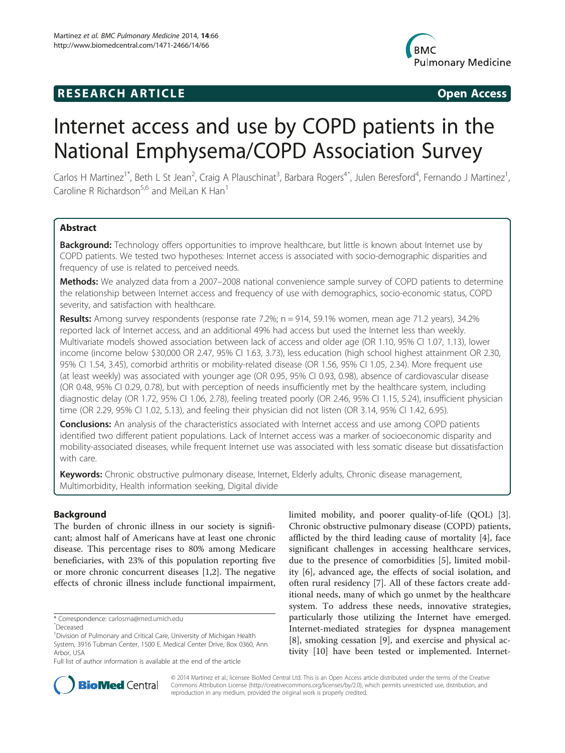RESEARCH ARTICLE Open Access

# Internet access and use by COPD patients in the National Emphysema/COPD Association Survey

Carlos H Martinez[1*], Beth L St Jean[2], Craig A Plauschinat[3], Barbara Rogers[4^], Julen Beresford[4], Fernando J Martinez[1], Caroline R Richardson[5,6] and MeiLan K Han[1]

## Abstract

**Background:** Technology offers opportunities to improve healthcare, but little is known about Internet use by COPD patients. We tested two hypotheses: Internet access is associated with socio-demographic disparities and frequency of use is related to perceived needs.

**Methods:** We analyzed data from a 2007–2008 national convenience sample survey of COPD patients to determine the relationship between Internet access and frequency of use with demographics, socio-economic status, COPD severity, and satisfaction with healthcare.

**Results:** Among survey respondents (response rate 7.2%; n = 914, 59.1% women, mean age 71.2 years), 34.2% reported lack of Internet access, and an additional 49% had access but used the Internet less than weekly. Multivariate models showed association between lack of access and older age (OR 1.10, 95% CI 1.07, 1.13), lower income (income below $30,000 OR 2.47, 95% CI 1.63, 3.73), less education (high school highest attainment OR 2.30, 95% CI 1.54, 3.45), comorbid arthritis or mobility-related disease (OR 1.56, 95% CI 1.05, 2.34). More frequent use (at least weekly) was associated with younger age (OR 0.95, 95% CI 0.93, 0.98), absence of cardiovascular disease (OR 0.48, 95% CI 0.29, 0.78), but with perception of needs insufficiently met by the healthcare system, including diagnostic delay (OR 1.72, 95% CI 1.06, 2.78), feeling treated poorly (OR 2.46, 95% CI 1.15, 5.24), insufficient physician time (OR 2.29, 95% CI 1.02, 5.13), and feeling their physician did not listen (OR 3.14, 95% CI 1.42, 6.95).

**Conclusions:** An analysis of the characteristics associated with Internet access and use among COPD patients identified two different patient populations. Lack of Internet access was a marker of socioeconomic disparity and mobility-associated diseases, while frequent Internet use was associated with less somatic disease but dissatisfaction with care.

**Keywords:** Chronic obstructive pulmonary disease, Internet, Elderly adults, Chronic disease management, Multimorbidity, Health information seeking, Digital divide

## Background

The burden of chronic illness in our society is significant; almost half of Americans have at least one chronic disease. This percentage rises to 80% among Medicare beneficiaries, with 23% of this population reporting five or more chronic concurrent diseases [1,2]. The negative effects of chronic illness include functional impairment, limited mobility, and poorer quality-of-life (QOL) [3]. Chronic obstructive pulmonary disease (COPD) patients, afflicted by the third leading cause of mortality [4], face significant challenges in accessing healthcare services, due to the presence of comorbidities [5], limited mobility [6], advanced age, the effects of social isolation, and often rural residency [7]. All of these factors create additional needs, many of which go unmet by the healthcare system. To address these needs, innovative strategies, particularly those utilizing the Internet have emerged. Internet-mediated strategies for dyspnea management [8], smoking cessation [9], and exercise and physical activity [10] have been tested or implemented. Internet-

\* Correspondence: carlosma@med.umich.edu
^Deceased
[1]Division of Pulmonary and Critical Care, University of Michigan Health System, 3916 Tubman Center, 1500 E. Medical Center Drive, Box 0360, Ann Arbor, USA
Full list of author information is available at the end of the article

© 2014 Martinez et al.; licensee BioMed Central Ltd. This is an Open Access article distributed under the terms of the Creative Commons Attribution License (http://creativecommons.org/licenses/by/2.0), which permits unrestricted use, distribution, and reproduction in any medium, provided the original work is properly credited.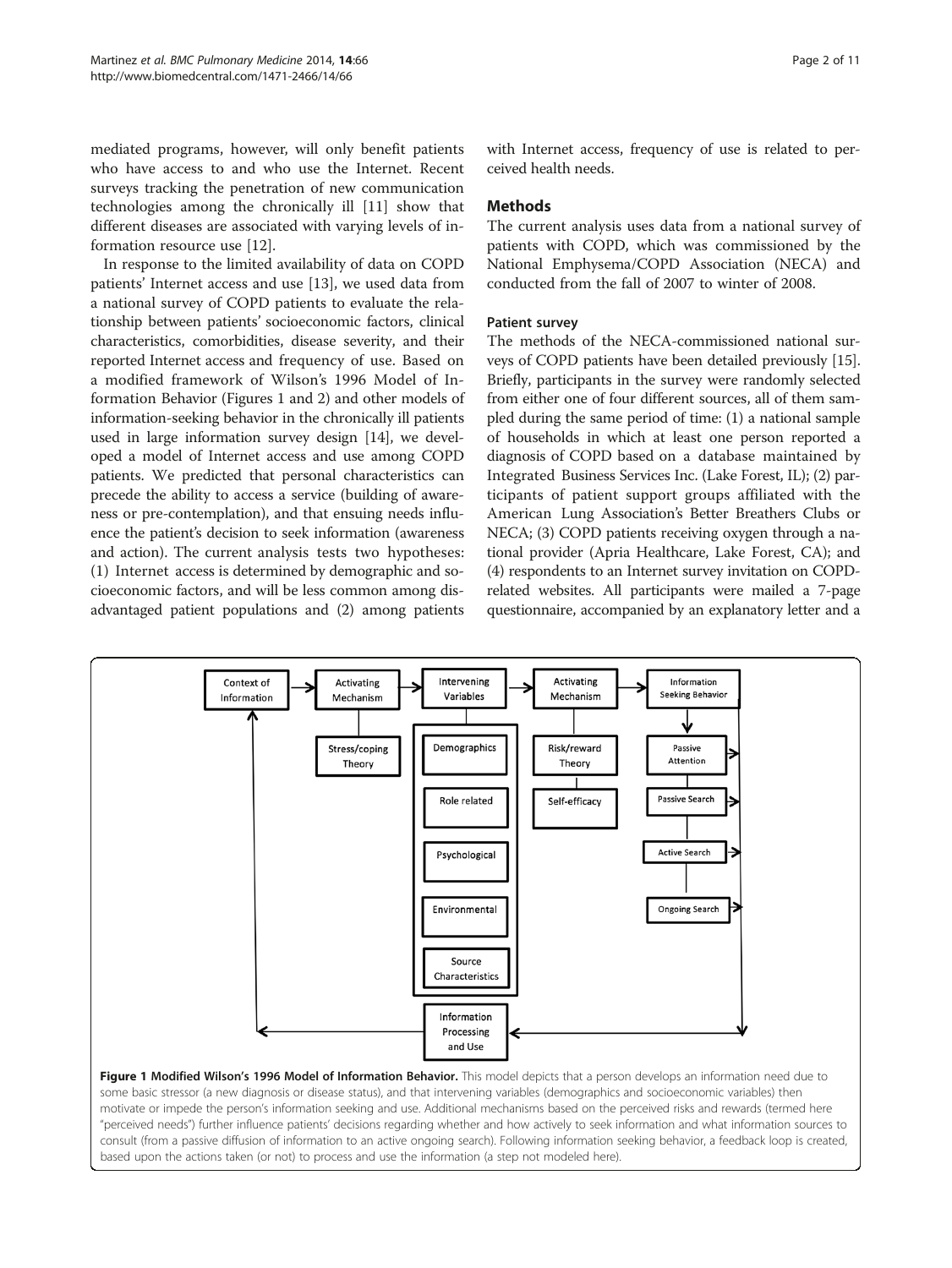mediated programs, however, will only benefit patients who have access to and who use the Internet. Recent surveys tracking the penetration of new communication technologies among the chronically ill [11] show that different diseases are associated with varying levels of information resource use [12].

In response to the limited availability of data on COPD patients' Internet access and use [13], we used data from a national survey of COPD patients to evaluate the relationship between patients' socioeconomic factors, clinical characteristics, comorbidities, disease severity, and their reported Internet access and frequency of use. Based on a modified framework of Wilson's 1996 Model of Information Behavior (Figures 1 and 2) and other models of information-seeking behavior in the chronically ill patients used in large information survey design [14], we developed a model of Internet access and use among COPD patients. We predicted that personal characteristics can precede the ability to access a service (building of awareness or pre-contemplation), and that ensuing needs influence the patient's decision to seek information (awareness and action). The current analysis tests two hypotheses: (1) Internet access is determined by demographic and socioeconomic factors, and will be less common among disadvantaged patient populations and (2) among patients with Internet access, frequency of use is related to perceived health needs.

## Methods

The current analysis uses data from a national survey of patients with COPD, which was commissioned by the National Emphysema/COPD Association (NECA) and conducted from the fall of 2007 to winter of 2008.

### Patient survey

The methods of the NECA-commissioned national surveys of COPD patients have been detailed previously [15]. Briefly, participants in the survey were randomly selected from either one of four different sources, all of them sampled during the same period of time: (1) a national sample of households in which at least one person reported a diagnosis of COPD based on a database maintained by Integrated Business Services Inc. (Lake Forest, IL); (2) participants of patient support groups affiliated with the American Lung Association's Better Breathers Clubs or NECA; (3) COPD patients receiving oxygen through a national provider (Apria Healthcare, Lake Forest, CA); and (4) respondents to an Internet survey invitation on COPD-related websites. All participants were mailed a 7-page questionnaire, accompanied by an explanatory letter and a

Context of Information → Activating Mechanism (Stress/coping Theory) → Intervening Variables (Demographics; Role related; Psychological; Environmental; Source Characteristics) → Activating Mechanism (Risk/reward Theory; Self-efficacy) → Information Seeking Behavior (Passive Attention; Passive Search; Active Search; Ongoing Search) → Information Processing and Use → Context of Information

**Figure 1 Modified Wilson's 1996 Model of Information Behavior.** This model depicts that a person develops an information need due to some basic stressor (a new diagnosis or disease status), and that intervening variables (demographics and socioeconomic variables) then motivate or impede the person's information seeking and use. Additional mechanisms based on the perceived risks and rewards (termed here "perceived needs") further influence patients' decisions regarding whether and how actively to seek information and what information sources to consult (from a passive diffusion of information to an active ongoing search). Following information seeking behavior, a feedback loop is created, based upon the actions taken (or not) to process and use the information (a step not modeled here).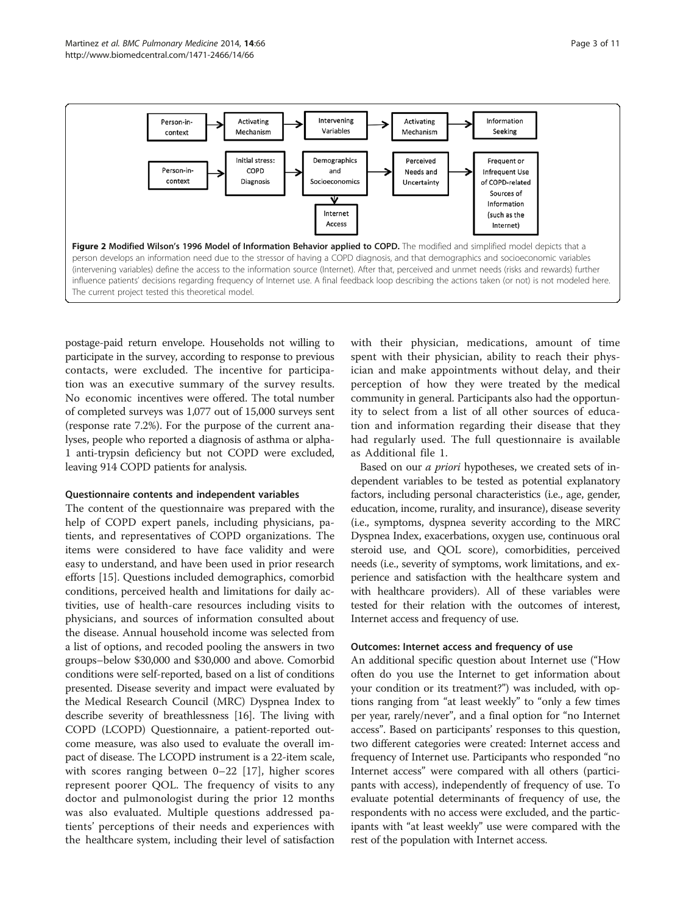**Figure 2 Modified Wilson's 1996 Model of Information Behavior applied to COPD.** The modified and simplified model depicts that a person develops an information need due to the stressor of having a COPD diagnosis, and that demographics and socioeconomic variables (intervening variables) define the access to the information source (Internet). After that, perceived and unmet needs (risks and rewards) further influence patients' decisions regarding frequency of Internet use. A final feedback loop describing the actions taken (or not) is not modeled here. The current project tested this theoretical model.

postage-paid return envelope. Households not willing to participate in the survey, according to response to previous contacts, were excluded. The incentive for participation was an executive summary of the survey results. No economic incentives were offered. The total number of completed surveys was 1,077 out of 15,000 surveys sent (response rate 7.2%). For the purpose of the current analyses, people who reported a diagnosis of asthma or alpha-1 anti-trypsin deficiency but not COPD were excluded, leaving 914 COPD patients for analysis.

### Questionnaire contents and independent variables

The content of the questionnaire was prepared with the help of COPD expert panels, including physicians, patients, and representatives of COPD organizations. The items were considered to have face validity and were easy to understand, and have been used in prior research efforts [15]. Questions included demographics, comorbid conditions, perceived health and limitations for daily activities, use of health-care resources including visits to physicians, and sources of information consulted about the disease. Annual household income was selected from a list of options, and recoded pooling the answers in two groups–below \$30,000 and \$30,000 and above. Comorbid conditions were self-reported, based on a list of conditions presented. Disease severity and impact were evaluated by the Medical Research Council (MRC) Dyspnea Index to describe severity of breathlessness [16]. The living with COPD (LCOPD) Questionnaire, a patient-reported outcome measure, was also used to evaluate the overall impact of disease. The LCOPD instrument is a 22-item scale, with scores ranging between 0–22 [17], higher scores represent poorer QOL. The frequency of visits to any doctor and pulmonologist during the prior 12 months was also evaluated. Multiple questions addressed patients' perceptions of their needs and experiences with the healthcare system, including their level of satisfaction with their physician, medications, amount of time spent with their physician, ability to reach their physician and make appointments without delay, and their perception of how they were treated by the medical community in general. Participants also had the opportunity to select from a list of all other sources of education and information regarding their disease that they had regularly used. The full questionnaire is available as Additional file 1.

Based on our *a priori* hypotheses, we created sets of independent variables to be tested as potential explanatory factors, including personal characteristics (i.e., age, gender, education, income, rurality, and insurance), disease severity (i.e., symptoms, dyspnea severity according to the MRC Dyspnea Index, exacerbations, oxygen use, continuous oral steroid use, and QOL score), comorbidities, perceived needs (i.e., severity of symptoms, work limitations, and experience and satisfaction with the healthcare system and with healthcare providers). All of these variables were tested for their relation with the outcomes of interest, Internet access and frequency of use.

### Outcomes: Internet access and frequency of use

An additional specific question about Internet use ("How often do you use the Internet to get information about your condition or its treatment?") was included, with options ranging from "at least weekly" to "only a few times per year, rarely/never", and a final option for "no Internet access". Based on participants' responses to this question, two different categories were created: Internet access and frequency of Internet use. Participants who responded "no Internet access" were compared with all others (participants with access), independently of frequency of use. To evaluate potential determinants of frequency of use, the respondents with no access were excluded, and the participants with "at least weekly" use were compared with the rest of the population with Internet access.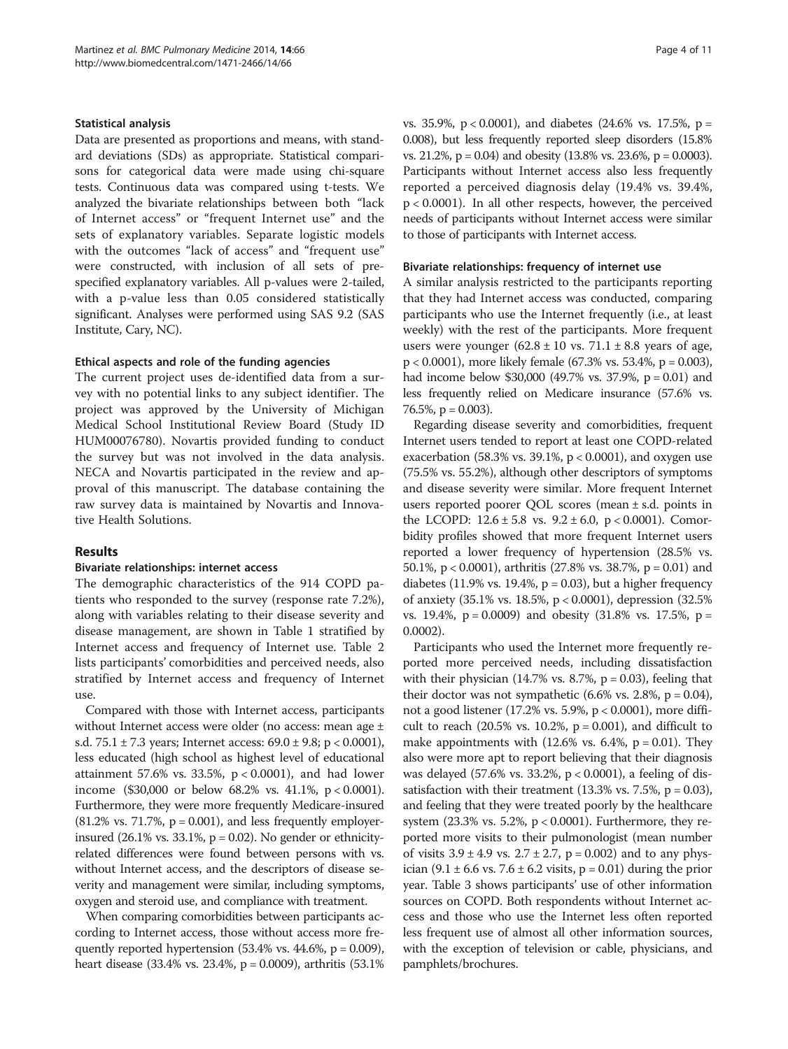### Statistical analysis

Data are presented as proportions and means, with standard deviations (SDs) as appropriate. Statistical comparisons for categorical data were made using chi-square tests. Continuous data was compared using t-tests. We analyzed the bivariate relationships between both "lack of Internet access" or "frequent Internet use" and the sets of explanatory variables. Separate logistic models with the outcomes "lack of access" and "frequent use" were constructed, with inclusion of all sets of prespecified explanatory variables. All p-values were 2-tailed, with a p-value less than 0.05 considered statistically significant. Analyses were performed using SAS 9.2 (SAS Institute, Cary, NC).

### Ethical aspects and role of the funding agencies

The current project uses de-identified data from a survey with no potential links to any subject identifier. The project was approved by the University of Michigan Medical School Institutional Review Board (Study ID HUM00076780). Novartis provided funding to conduct the survey but was not involved in the data analysis. NECA and Novartis participated in the review and approval of this manuscript. The database containing the raw survey data is maintained by Novartis and Innovative Health Solutions.

## Results

### Bivariate relationships: internet access

The demographic characteristics of the 914 COPD patients who responded to the survey (response rate 7.2%), along with variables relating to their disease severity and disease management, are shown in Table 1 stratified by Internet access and frequency of Internet use. Table 2 lists participants' comorbidities and perceived needs, also stratified by Internet access and frequency of Internet use.

Compared with those with Internet access, participants without Internet access were older (no access: mean age ± s.d. 75.1 ± 7.3 years; Internet access: 69.0 ± 9.8; $p < 0.0001$), less educated (high school as highest level of educational attainment 57.6% vs. 33.5%, $p < 0.0001$), and had lower income ($30,000 or below 68.2% vs. 41.1%, $p < 0.0001$). Furthermore, they were more frequently Medicare-insured (81.2% vs. 71.7%, $p = 0.001$), and less frequently employer-insured (26.1% vs. 33.1%, $p = 0.02$). No gender or ethnicity-related differences were found between persons with vs. without Internet access, and the descriptors of disease severity and management were similar, including symptoms, oxygen and steroid use, and compliance with treatment.

When comparing comorbidities between participants according to Internet access, those without access more frequently reported hypertension (53.4% vs. 44.6%, $p = 0.009$), heart disease (33.4% vs. 23.4%, $p = 0.0009$), arthritis (53.1% vs. 35.9%, $p < 0.0001$), and diabetes (24.6% vs. 17.5%, $p = 0.008$), but less frequently reported sleep disorders (15.8% vs. 21.2%, $p = 0.04$) and obesity (13.8% vs. 23.6%, $p = 0.0003$). Participants without Internet access also less frequently reported a perceived diagnosis delay (19.4% vs. 39.4%, $p < 0.0001$). In all other respects, however, the perceived needs of participants without Internet access were similar to those of participants with Internet access.

### Bivariate relationships: frequency of internet use

A similar analysis restricted to the participants reporting that they had Internet access was conducted, comparing participants who use the Internet frequently (i.e., at least weekly) with the rest of the participants. More frequent users were younger (62.8 ± 10 vs. 71.1 ± 8.8 years of age, $p < 0.0001$), more likely female (67.3% vs. 53.4%, $p = 0.003$), had income below $30,000 (49.7% vs. 37.9%, $p = 0.01$) and less frequently relied on Medicare insurance (57.6% vs. 76.5%, $p = 0.003$).

Regarding disease severity and comorbidities, frequent Internet users tended to report at least one COPD-related exacerbation (58.3% vs. 39.1%, $p < 0.0001$), and oxygen use (75.5% vs. 55.2%), although other descriptors of symptoms and disease severity were similar. More frequent Internet users reported poorer QOL scores (mean ± s.d. points in the LCOPD: 12.6 ± 5.8 vs. 9.2 ± 6.0, $p < 0.0001$). Comorbidity profiles showed that more frequent Internet users reported a lower frequency of hypertension (28.5% vs. 50.1%, $p < 0.0001$), arthritis (27.8% vs. 38.7%, $p = 0.01$) and diabetes (11.9% vs. 19.4%, $p = 0.03$), but a higher frequency of anxiety (35.1% vs. 18.5%, $p < 0.0001$), depression (32.5% vs. 19.4%, $p = 0.0009$) and obesity (31.8% vs. 17.5%, $p = 0.0002$).

Participants who used the Internet more frequently reported more perceived needs, including dissatisfaction with their physician (14.7% vs. 8.7%, $p = 0.03$), feeling that their doctor was not sympathetic (6.6% vs. 2.8%, $p = 0.04$), not a good listener (17.2% vs. 5.9%, $p < 0.0001$), more difficult to reach (20.5% vs. 10.2%, $p = 0.001$), and difficult to make appointments with (12.6% vs. 6.4%, $p = 0.01$). They also were more apt to report believing that their diagnosis was delayed (57.6% vs. 33.2%, $p < 0.0001$), a feeling of dissatisfaction with their treatment (13.3% vs. 7.5%, $p = 0.03$), and feeling that they were treated poorly by the healthcare system (23.3% vs. 5.2%, $p < 0.0001$). Furthermore, they reported more visits to their pulmonologist (mean number of visits 3.9 ± 4.9 vs. 2.7 ± 2.7, $p = 0.002$) and to any physician (9.1 ± 6.6 vs. 7.6 ± 6.2 visits, $p = 0.01$) during the prior year. Table 3 shows participants' use of other information sources on COPD. Both respondents without Internet access and those who use the Internet less often reported less frequent use of almost all other information sources, with the exception of television or cable, physicians, and pamphlets/brochures.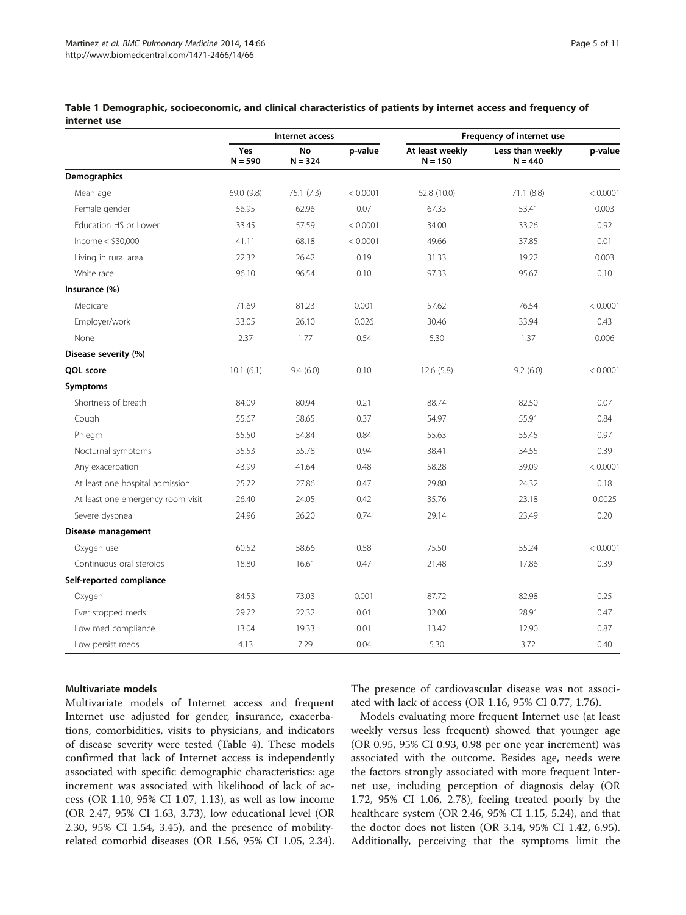**Table 1 Demographic, socioeconomic, and clinical characteristics of patients by internet access and frequency of internet use**

| | Internet access | | | Frequency of internet use | | |
|---|---|---|---|---|---|---|
| | Yes N = 590 | No N = 324 | p-value | At least weekly N = 150 | Less than weekly N = 440 | p-value |
| **Demographics** | | | | | | |
| Mean age | 69.0 (9.8) | 75.1 (7.3) | < 0.0001 | 62.8 (10.0) | 71.1 (8.8) | < 0.0001 |
| Female gender | 56.95 | 62.96 | 0.07 | 67.33 | 53.41 | 0.003 |
| Education HS or Lower | 33.45 | 57.59 | < 0.0001 | 34.00 | 33.26 | 0.92 |
| Income < $30,000 | 41.11 | 68.18 | < 0.0001 | 49.66 | 37.85 | 0.01 |
| Living in rural area | 22.32 | 26.42 | 0.19 | 31.33 | 19.22 | 0.003 |
| White race | 96.10 | 96.54 | 0.10 | 97.33 | 95.67 | 0.10 |
| **Insurance (%)** | | | | | | |
| Medicare | 71.69 | 81.23 | 0.001 | 57.62 | 76.54 | < 0.0001 |
| Employer/work | 33.05 | 26.10 | 0.026 | 30.46 | 33.94 | 0.43 |
| None | 2.37 | 1.77 | 0.54 | 5.30 | 1.37 | 0.006 |
| **Disease severity (%)** | | | | | | |
| **QOL score** | 10.1 (6.1) | 9.4 (6.0) | 0.10 | 12.6 (5.8) | 9.2 (6.0) | < 0.0001 |
| **Symptoms** | | | | | | |
| Shortness of breath | 84.09 | 80.94 | 0.21 | 88.74 | 82.50 | 0.07 |
| Cough | 55.67 | 58.65 | 0.37 | 54.97 | 55.91 | 0.84 |
| Phlegm | 55.50 | 54.84 | 0.84 | 55.63 | 55.45 | 0.97 |
| Nocturnal symptoms | 35.53 | 35.78 | 0.94 | 38.41 | 34.55 | 0.39 |
| Any exacerbation | 43.99 | 41.64 | 0.48 | 58.28 | 39.09 | < 0.0001 |
| At least one hospital admission | 25.72 | 27.86 | 0.47 | 29.80 | 24.32 | 0.18 |
| At least one emergency room visit | 26.40 | 24.05 | 0.42 | 35.76 | 23.18 | 0.0025 |
| Severe dyspnea | 24.96 | 26.20 | 0.74 | 29.14 | 23.49 | 0.20 |
| **Disease management** | | | | | | |
| Oxygen use | 60.52 | 58.66 | 0.58 | 75.50 | 55.24 | < 0.0001 |
| Continuous oral steroids | 18.80 | 16.61 | 0.47 | 21.48 | 17.86 | 0.39 |
| **Self-reported compliance** | | | | | | |
| Oxygen | 84.53 | 73.03 | 0.001 | 87.72 | 82.98 | 0.25 |
| Ever stopped meds | 29.72 | 22.32 | 0.01 | 32.00 | 28.91 | 0.47 |
| Low med compliance | 13.04 | 19.33 | 0.01 | 13.42 | 12.90 | 0.87 |
| Low persist meds | 4.13 | 7.29 | 0.04 | 5.30 | 3.72 | 0.40 |

#### Multivariate models

Multivariate models of Internet access and frequent Internet use adjusted for gender, insurance, exacerbations, comorbidities, visits to physicians, and indicators of disease severity were tested (Table 4). These models confirmed that lack of Internet access is independently associated with specific demographic characteristics: age increment was associated with likelihood of lack of access (OR 1.10, 95% CI 1.07, 1.13), as well as low income (OR 2.47, 95% CI 1.63, 3.73), low educational level (OR 2.30, 95% CI 1.54, 3.45), and the presence of mobility-related comorbid diseases (OR 1.56, 95% CI 1.05, 2.34). The presence of cardiovascular disease was not associated with lack of access (OR 1.16, 95% CI 0.77, 1.76).

Models evaluating more frequent Internet use (at least weekly versus less frequent) showed that younger age (OR 0.95, 95% CI 0.93, 0.98 per one year increment) was associated with the outcome. Besides age, needs were the factors strongly associated with more frequent Internet use, including perception of diagnosis delay (OR 1.72, 95% CI 1.06, 2.78), feeling treated poorly by the healthcare system (OR 2.46, 95% CI 1.15, 5.24), and that the doctor does not listen (OR 3.14, 95% CI 1.42, 6.95). Additionally, perceiving that the symptoms limit the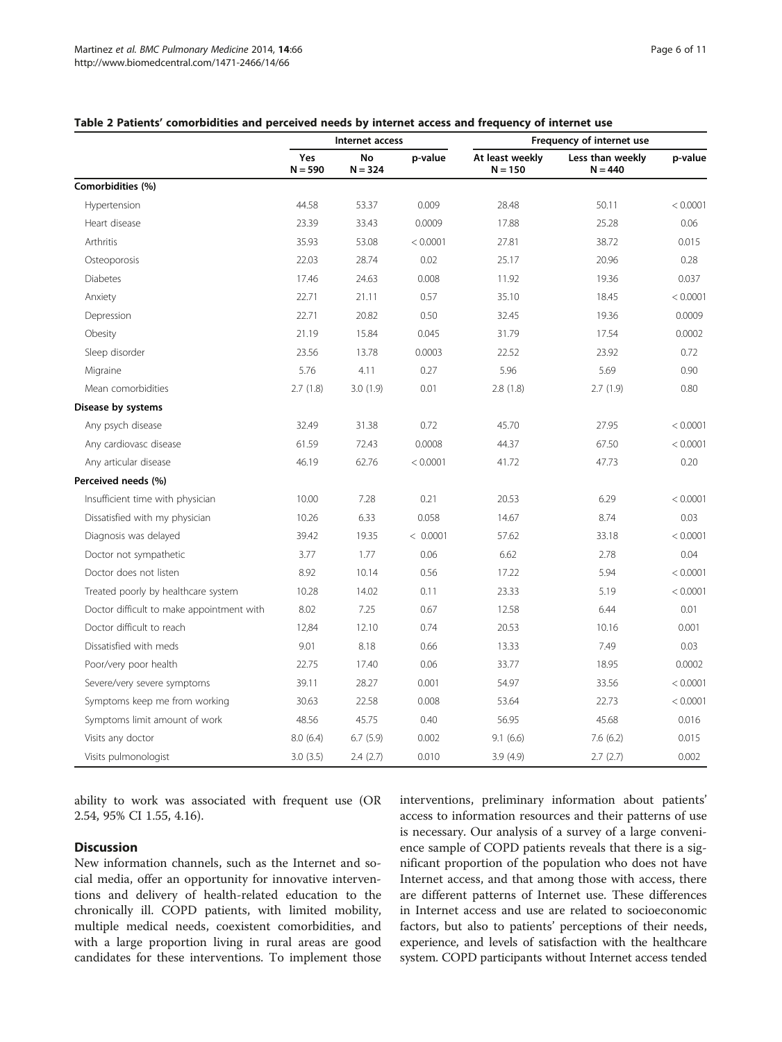**Table 2 Patients' comorbidities and perceived needs by internet access and frequency of internet use**

| | Internet access | | | Frequency of internet use | | |
|---|---|---|---|---|---|---|
| | Yes N = 590 | No N = 324 | p-value | At least weekly N = 150 | Less than weekly N = 440 | p-value |
| **Comorbidities (%)** | | | | | | |
| Hypertension | 44.58 | 53.37 | 0.009 | 28.48 | 50.11 | < 0.0001 |
| Heart disease | 23.39 | 33.43 | 0.0009 | 17.88 | 25.28 | 0.06 |
| Arthritis | 35.93 | 53.08 | < 0.0001 | 27.81 | 38.72 | 0.015 |
| Osteoporosis | 22.03 | 28.74 | 0.02 | 25.17 | 20.96 | 0.28 |
| Diabetes | 17.46 | 24.63 | 0.008 | 11.92 | 19.36 | 0.037 |
| Anxiety | 22.71 | 21.11 | 0.57 | 35.10 | 18.45 | < 0.0001 |
| Depression | 22.71 | 20.82 | 0.50 | 32.45 | 19.36 | 0.0009 |
| Obesity | 21.19 | 15.84 | 0.045 | 31.79 | 17.54 | 0.0002 |
| Sleep disorder | 23.56 | 13.78 | 0.0003 | 22.52 | 23.92 | 0.72 |
| Migraine | 5.76 | 4.11 | 0.27 | 5.96 | 5.69 | 0.90 |
| Mean comorbidities | 2.7 (1.8) | 3.0 (1.9) | 0.01 | 2.8 (1.8) | 2.7 (1.9) | 0.80 |
| **Disease by systems** | | | | | | |
| Any psych disease | 32.49 | 31.38 | 0.72 | 45.70 | 27.95 | < 0.0001 |
| Any cardiovasc disease | 61.59 | 72.43 | 0.0008 | 44.37 | 67.50 | < 0.0001 |
| Any articular disease | 46.19 | 62.76 | < 0.0001 | 41.72 | 47.73 | 0.20 |
| **Perceived needs (%)** | | | | | | |
| Insufficient time with physician | 10.00 | 7.28 | 0.21 | 20.53 | 6.29 | < 0.0001 |
| Dissatisfied with my physician | 10.26 | 6.33 | 0.058 | 14.67 | 8.74 | 0.03 |
| Diagnosis was delayed | 39.42 | 19.35 | < 0.0001 | 57.62 | 33.18 | < 0.0001 |
| Doctor not sympathetic | 3.77 | 1.77 | 0.06 | 6.62 | 2.78 | 0.04 |
| Doctor does not listen | 8.92 | 10.14 | 0.56 | 17.22 | 5.94 | < 0.0001 |
| Treated poorly by healthcare system | 10.28 | 14.02 | 0.11 | 23.33 | 5.19 | < 0.0001 |
| Doctor difficult to make appointment with | 8.02 | 7.25 | 0.67 | 12.58 | 6.44 | 0.01 |
| Doctor difficult to reach | 12,84 | 12.10 | 0.74 | 20.53 | 10.16 | 0.001 |
| Dissatisfied with meds | 9.01 | 8.18 | 0.66 | 13.33 | 7.49 | 0.03 |
| Poor/very poor health | 22.75 | 17.40 | 0.06 | 33.77 | 18.95 | 0.0002 |
| Severe/very severe symptoms | 39.11 | 28.27 | 0.001 | 54.97 | 33.56 | < 0.0001 |
| Symptoms keep me from working | 30.63 | 22.58 | 0.008 | 53.64 | 22.73 | < 0.0001 |
| Symptoms limit amount of work | 48.56 | 45.75 | 0.40 | 56.95 | 45.68 | 0.016 |
| Visits any doctor | 8.0 (6.4) | 6.7 (5.9) | 0.002 | 9.1 (6.6) | 7.6 (6.2) | 0.015 |
| Visits pulmonologist | 3.0 (3.5) | 2.4 (2.7) | 0.010 | 3.9 (4.9) | 2.7 (2.7) | 0.002 |

ability to work was associated with frequent use (OR 2.54, 95% CI 1.55, 4.16).

## Discussion

New information channels, such as the Internet and social media, offer an opportunity for innovative interventions and delivery of health-related education to the chronically ill. COPD patients, with limited mobility, multiple medical needs, coexistent comorbidities, and with a large proportion living in rural areas are good candidates for these interventions. To implement those interventions, preliminary information about patients' access to information resources and their patterns of use is necessary. Our analysis of a survey of a large convenience sample of COPD patients reveals that there is a significant proportion of the population who does not have Internet access, and that among those with access, there are different patterns of Internet use. These differences in Internet access and use are related to socioeconomic factors, but also to patients' perceptions of their needs, experience, and levels of satisfaction with the healthcare system. COPD participants without Internet access tended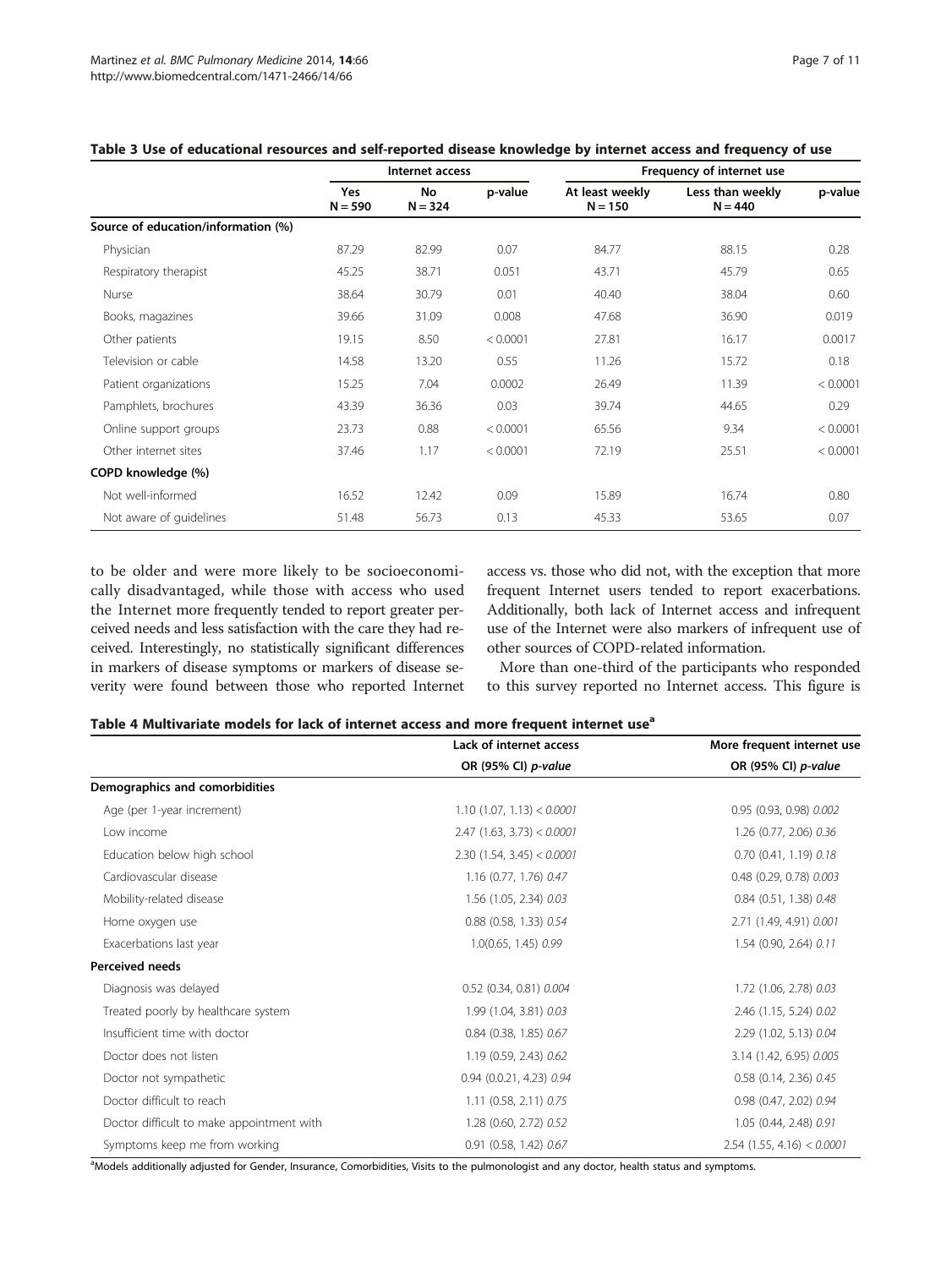**Table 3 Use of educational resources and self-reported disease knowledge by internet access and frequency of use**

| | Internet access | | | Frequency of internet use | | |
|---|---|---|---|---|---|---|
| | Yes N = 590 | No N = 324 | p-value | At least weekly N = 150 | Less than weekly N = 440 | p-value |
| **Source of education/information (%)** | | | | | | |
| Physician | 87.29 | 82.99 | 0.07 | 84.77 | 88.15 | 0.28 |
| Respiratory therapist | 45.25 | 38.71 | 0.051 | 43.71 | 45.79 | 0.65 |
| Nurse | 38.64 | 30.79 | 0.01 | 40.40 | 38.04 | 0.60 |
| Books, magazines | 39.66 | 31.09 | 0.008 | 47.68 | 36.90 | 0.019 |
| Other patients | 19.15 | 8.50 | < 0.0001 | 27.81 | 16.17 | 0.0017 |
| Television or cable | 14.58 | 13.20 | 0.55 | 11.26 | 15.72 | 0.18 |
| Patient organizations | 15.25 | 7.04 | 0.0002 | 26.49 | 11.39 | < 0.0001 |
| Pamphlets, brochures | 43.39 | 36.36 | 0.03 | 39.74 | 44.65 | 0.29 |
| Online support groups | 23.73 | 0.88 | < 0.0001 | 65.56 | 9.34 | < 0.0001 |
| Other internet sites | 37.46 | 1.17 | < 0.0001 | 72.19 | 25.51 | < 0.0001 |
| **COPD knowledge (%)** | | | | | | |
| Not well-informed | 16.52 | 12.42 | 0.09 | 15.89 | 16.74 | 0.80 |
| Not aware of guidelines | 51.48 | 56.73 | 0.13 | 45.33 | 53.65 | 0.07 |

to be older and were more likely to be socioeconomically disadvantaged, while those with access who used the Internet more frequently tended to report greater perceived needs and less satisfaction with the care they had received. Interestingly, no statistically significant differences in markers of disease symptoms or markers of disease severity were found between those who reported Internet access vs. those who did not, with the exception that more frequent Internet users tended to report exacerbations. Additionally, both lack of Internet access and infrequent use of the Internet were also markers of infrequent use of other sources of COPD-related information.

More than one-third of the participants who responded to this survey reported no Internet access. This figure is

**Table 4 Multivariate models for lack of internet access and more frequent internet use[a]**

| | Lack of internet access | More frequent internet use |
|---|---|---|
| | OR (95% CI) *p-value* | OR (95% CI) *p-value* |
| **Demographics and comorbidities** | | |
| Age (per 1-year increment) | 1.10 (1.07, 1.13) *< 0.0001* | 0.95 (0.93, 0.98) *0.002* |
| Low income | 2.47 (1.63, 3.73) *< 0.0001* | 1.26 (0.77, 2.06) *0.36* |
| Education below high school | 2.30 (1.54, 3.45) *< 0.0001* | 0.70 (0.41, 1.19) *0.18* |
| Cardiovascular disease | 1.16 (0.77, 1.76) *0.47* | 0.48 (0.29, 0.78) *0.003* |
| Mobility-related disease | 1.56 (1.05, 2.34) *0.03* | 0.84 (0.51, 1.38) *0.48* |
| Home oxygen use | 0.88 (0.58, 1.33) *0.54* | 2.71 (1.49, 4.91) *0.001* |
| Exacerbations last year | 1.0(0.65, 1.45) *0.99* | 1.54 (0.90, 2.64) *0.11* |
| **Perceived needs** | | |
| Diagnosis was delayed | 0.52 (0.34, 0.81) *0.004* | 1.72 (1.06, 2.78) *0.03* |
| Treated poorly by healthcare system | 1.99 (1.04, 3.81) *0.03* | 2.46 (1.15, 5.24) *0.02* |
| Insufficient time with doctor | 0.84 (0.38, 1.85) *0.67* | 2.29 (1.02, 5.13) *0.04* |
| Doctor does not listen | 1.19 (0.59, 2.43) *0.62* | 3.14 (1.42, 6.95) *0.005* |
| Doctor not sympathetic | 0.94 (0.0.21, 4.23) *0.94* | 0.58 (0.14, 2.36) *0.45* |
| Doctor difficult to reach | 1.11 (0.58, 2.11) *0.75* | 0.98 (0.47, 2.02) *0.94* |
| Doctor difficult to make appointment with | 1.28 (0.60, 2.72) *0.52* | 1.05 (0.44, 2.48) *0.91* |
| Symptoms keep me from working | 0.91 (0.58, 1.42) *0.67* | 2.54 (1.55, 4.16) *< 0.0001* |

[a]Models additionally adjusted for Gender, Insurance, Comorbidities, Visits to the pulmonologist and any doctor, health status and symptoms.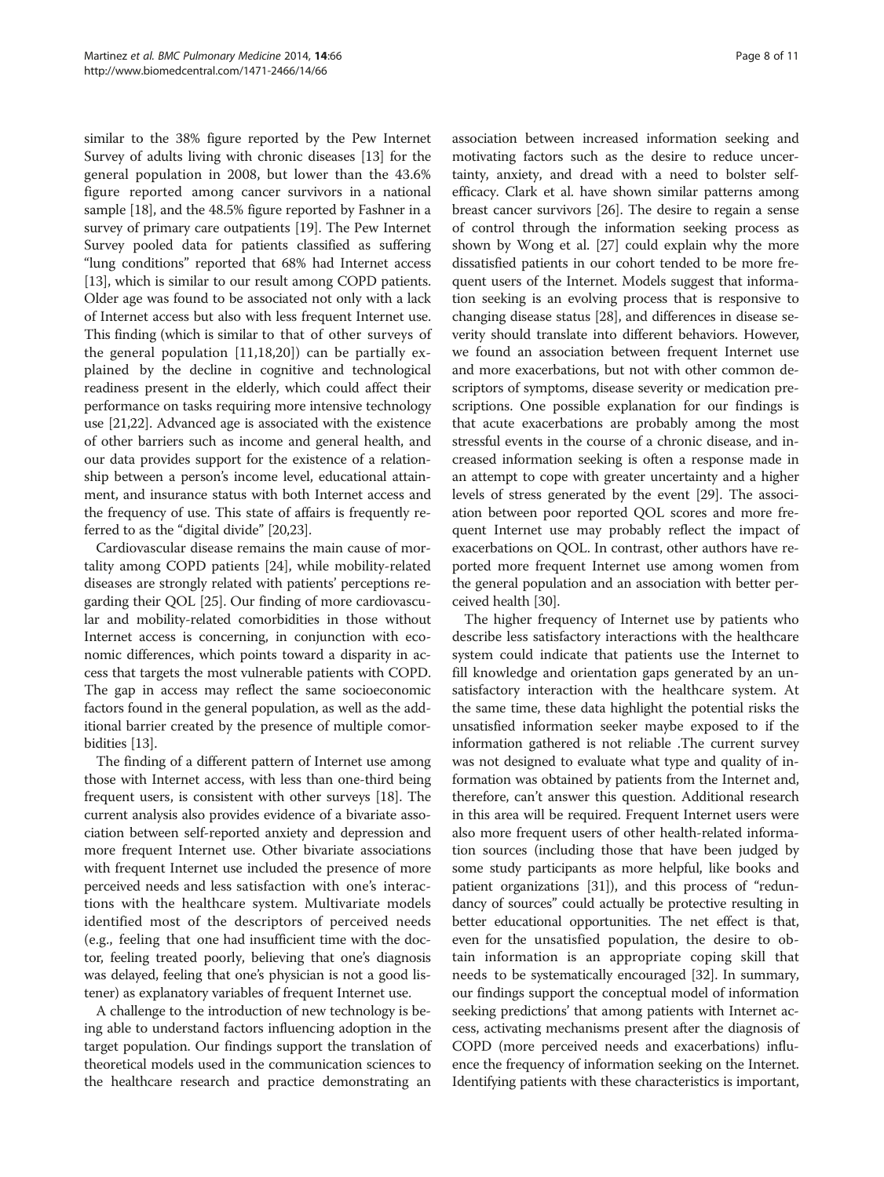similar to the 38% figure reported by the Pew Internet Survey of adults living with chronic diseases [13] for the general population in 2008, but lower than the 43.6% figure reported among cancer survivors in a national sample [18], and the 48.5% figure reported by Fashner in a survey of primary care outpatients [19]. The Pew Internet Survey pooled data for patients classified as suffering "lung conditions" reported that 68% had Internet access [13], which is similar to our result among COPD patients. Older age was found to be associated not only with a lack of Internet access but also with less frequent Internet use. This finding (which is similar to that of other surveys of the general population [11,18,20]) can be partially explained by the decline in cognitive and technological readiness present in the elderly, which could affect their performance on tasks requiring more intensive technology use [21,22]. Advanced age is associated with the existence of other barriers such as income and general health, and our data provides support for the existence of a relationship between a person's income level, educational attainment, and insurance status with both Internet access and the frequency of use. This state of affairs is frequently referred to as the "digital divide" [20,23].

Cardiovascular disease remains the main cause of mortality among COPD patients [24], while mobility-related diseases are strongly related with patients' perceptions regarding their QOL [25]. Our finding of more cardiovascular and mobility-related comorbidities in those without Internet access is concerning, in conjunction with economic differences, which points toward a disparity in access that targets the most vulnerable patients with COPD. The gap in access may reflect the same socioeconomic factors found in the general population, as well as the additional barrier created by the presence of multiple comorbidities [13].

The finding of a different pattern of Internet use among those with Internet access, with less than one-third being frequent users, is consistent with other surveys [18]. The current analysis also provides evidence of a bivariate association between self-reported anxiety and depression and more frequent Internet use. Other bivariate associations with frequent Internet use included the presence of more perceived needs and less satisfaction with one's interactions with the healthcare system. Multivariate models identified most of the descriptors of perceived needs (e.g., feeling that one had insufficient time with the doctor, feeling treated poorly, believing that one's diagnosis was delayed, feeling that one's physician is not a good listener) as explanatory variables of frequent Internet use.

A challenge to the introduction of new technology is being able to understand factors influencing adoption in the target population. Our findings support the translation of theoretical models used in the communication sciences to the healthcare research and practice demonstrating an association between increased information seeking and motivating factors such as the desire to reduce uncertainty, anxiety, and dread with a need to bolster self-efficacy. Clark et al. have shown similar patterns among breast cancer survivors [26]. The desire to regain a sense of control through the information seeking process as shown by Wong et al. [27] could explain why the more dissatisfied patients in our cohort tended to be more frequent users of the Internet. Models suggest that information seeking is an evolving process that is responsive to changing disease status [28], and differences in disease severity should translate into different behaviors. However, we found an association between frequent Internet use and more exacerbations, but not with other common descriptors of symptoms, disease severity or medication prescriptions. One possible explanation for our findings is that acute exacerbations are probably among the most stressful events in the course of a chronic disease, and increased information seeking is often a response made in an attempt to cope with greater uncertainty and a higher levels of stress generated by the event [29]. The association between poor reported QOL scores and more frequent Internet use may probably reflect the impact of exacerbations on QOL. In contrast, other authors have reported more frequent Internet use among women from the general population and an association with better perceived health [30].

The higher frequency of Internet use by patients who describe less satisfactory interactions with the healthcare system could indicate that patients use the Internet to fill knowledge and orientation gaps generated by an unsatisfactory interaction with the healthcare system. At the same time, these data highlight the potential risks the unsatisfied information seeker maybe exposed to if the information gathered is not reliable .The current survey was not designed to evaluate what type and quality of information was obtained by patients from the Internet and, therefore, can't answer this question. Additional research in this area will be required. Frequent Internet users were also more frequent users of other health-related information sources (including those that have been judged by some study participants as more helpful, like books and patient organizations [31]), and this process of "redundancy of sources" could actually be protective resulting in better educational opportunities. The net effect is that, even for the unsatisfied population, the desire to obtain information is an appropriate coping skill that needs to be systematically encouraged [32]. In summary, our findings support the conceptual model of information seeking predictions' that among patients with Internet access, activating mechanisms present after the diagnosis of COPD (more perceived needs and exacerbations) influence the frequency of information seeking on the Internet. Identifying patients with these characteristics is important,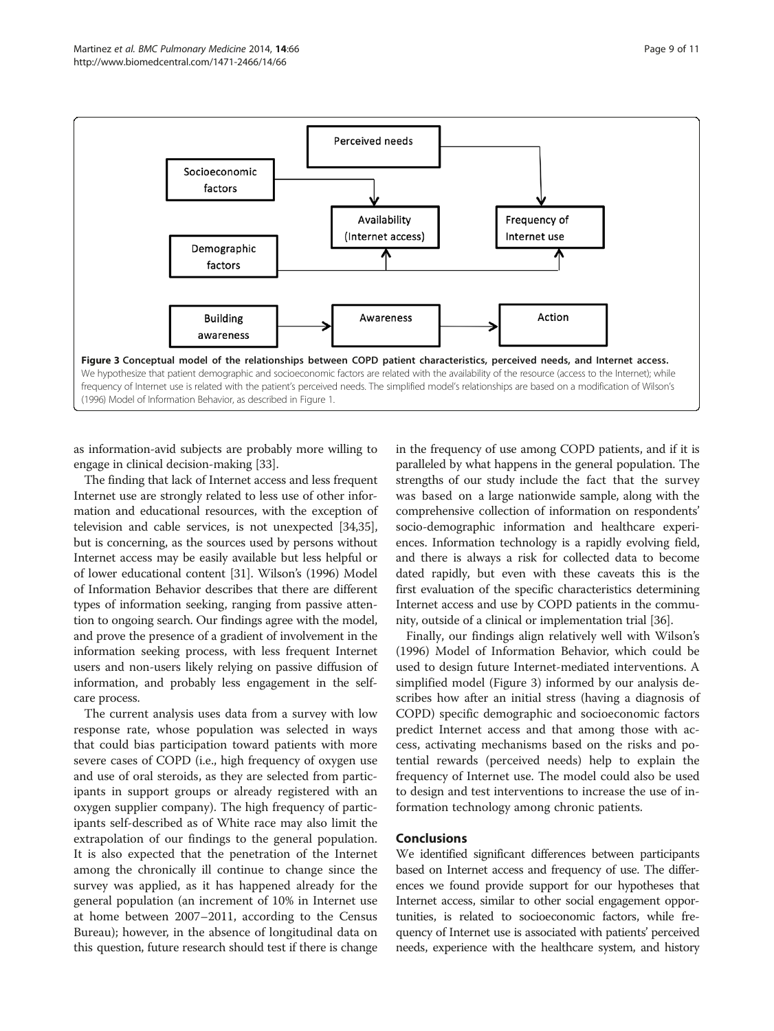Perceived needs

Socioeconomic factors

Availability (Internet access)

Frequency of Internet use

Demographic factors

Building awareness

Awareness

Action

**Figure 3 Conceptual model of the relationships between COPD patient characteristics, perceived needs, and Internet access.** We hypothesize that patient demographic and socioeconomic factors are related with the availability of the resource (access to the Internet); while frequency of Internet use is related with the patient's perceived needs. The simplified model's relationships are based on a modification of Wilson's (1996) Model of Information Behavior, as described in Figure 1.

as information-avid subjects are probably more willing to engage in clinical decision-making [33].

The finding that lack of Internet access and less frequent Internet use are strongly related to less use of other information and educational resources, with the exception of television and cable services, is not unexpected [34,35], but is concerning, as the sources used by persons without Internet access may be easily available but less helpful or of lower educational content [31]. Wilson's (1996) Model of Information Behavior describes that there are different types of information seeking, ranging from passive attention to ongoing search. Our findings agree with the model, and prove the presence of a gradient of involvement in the information seeking process, with less frequent Internet users and non-users likely relying on passive diffusion of information, and probably less engagement in the self-care process.

The current analysis uses data from a survey with low response rate, whose population was selected in ways that could bias participation toward patients with more severe cases of COPD (i.e., high frequency of oxygen use and use of oral steroids, as they are selected from participants in support groups or already registered with an oxygen supplier company). The high frequency of participants self-described as of White race may also limit the extrapolation of our findings to the general population. It is also expected that the penetration of the Internet among the chronically ill continue to change since the survey was applied, as it has happened already for the general population (an increment of 10% in Internet use at home between 2007–2011, according to the Census Bureau); however, in the absence of longitudinal data on this question, future research should test if there is change in the frequency of use among COPD patients, and if it is paralleled by what happens in the general population. The strengths of our study include the fact that the survey was based on a large nationwide sample, along with the comprehensive collection of information on respondents' socio-demographic information and healthcare experiences. Information technology is a rapidly evolving field, and there is always a risk for collected data to become dated rapidly, but even with these caveats this is the first evaluation of the specific characteristics determining Internet access and use by COPD patients in the community, outside of a clinical or implementation trial [36].

Finally, our findings align relatively well with Wilson's (1996) Model of Information Behavior, which could be used to design future Internet-mediated interventions. A simplified model (Figure 3) informed by our analysis describes how after an initial stress (having a diagnosis of COPD) specific demographic and socioeconomic factors predict Internet access and that among those with access, activating mechanisms based on the risks and potential rewards (perceived needs) help to explain the frequency of Internet use. The model could also be used to design and test interventions to increase the use of information technology among chronic patients.

## Conclusions

We identified significant differences between participants based on Internet access and frequency of use. The differences we found provide support for our hypotheses that Internet access, similar to other social engagement opportunities, is related to socioeconomic factors, while frequency of Internet use is associated with patients' perceived needs, experience with the healthcare system, and history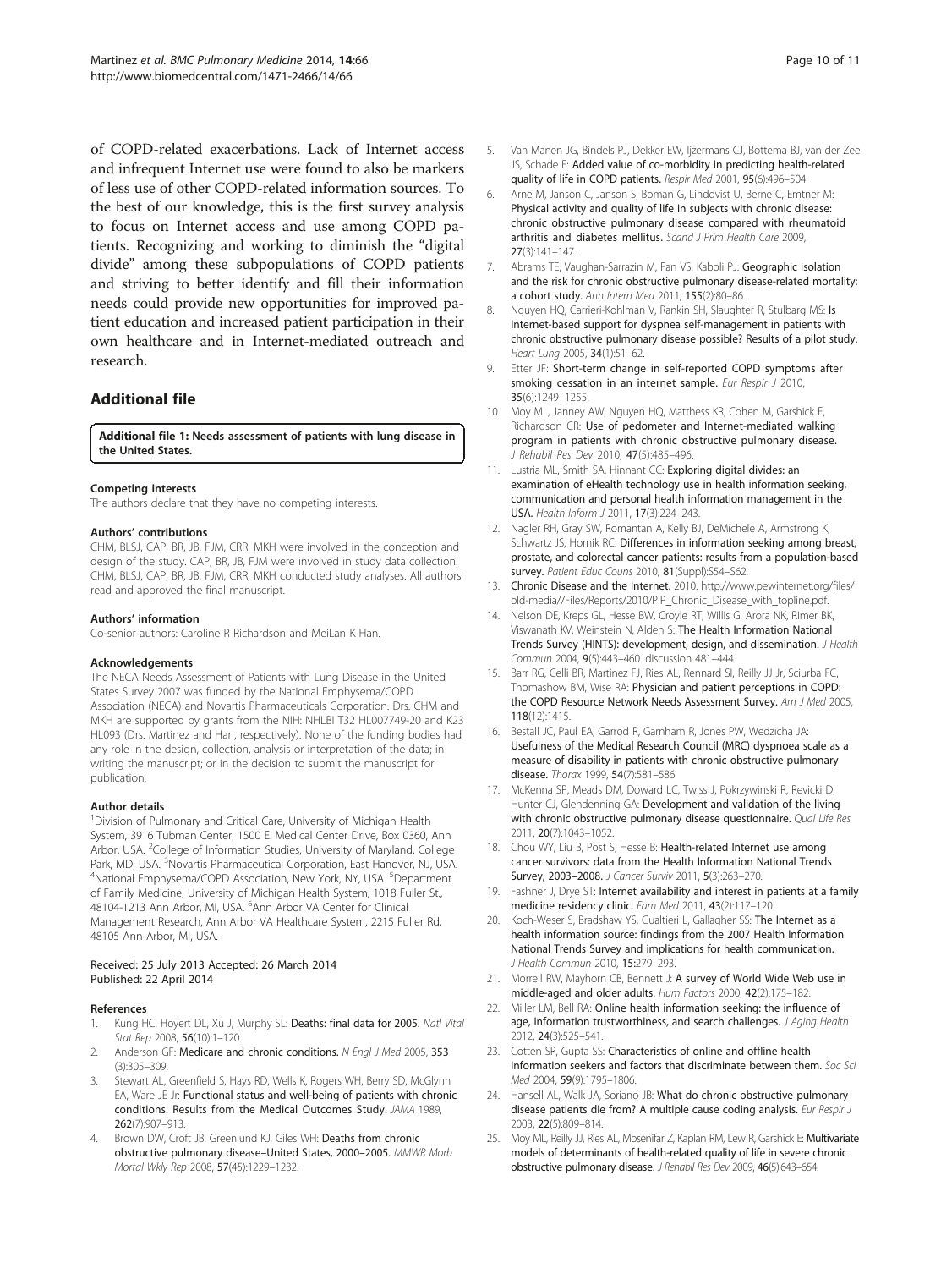of COPD-related exacerbations. Lack of Internet access and infrequent Internet use were found to also be markers of less use of other COPD-related information sources. To the best of our knowledge, this is the first survey analysis to focus on Internet access and use among COPD patients. Recognizing and working to diminish the "digital divide" among these subpopulations of COPD patients and striving to better identify and fill their information needs could provide new opportunities for improved patient education and increased patient participation in their own healthcare and in Internet-mediated outreach and research.

## Additional file

**Additional file 1: Needs assessment of patients with lung disease in the United States.**

#### Competing interests

The authors declare that they have no competing interests.

#### Authors' contributions

CHM, BLSJ, CAP, BR, JB, FJM, CRR, MKH were involved in the conception and design of the study. CAP, BR, JB, FJM were involved in study data collection. CHM, BLSJ, CAP, BR, JB, FJM, CRR, MKH conducted study analyses. All authors read and approved the final manuscript.

#### Authors' information

Co-senior authors: Caroline R Richardson and MeiLan K Han.

#### Acknowledgements

The NECA Needs Assessment of Patients with Lung Disease in the United States Survey 2007 was funded by the National Emphysema/COPD Association (NECA) and Novartis Pharmaceuticals Corporation. Drs. CHM and MKH are supported by grants from the NIH: NHLBI T32 HL007749-20 and K23 HL093 (Drs. Martinez and Han, respectively). None of the funding bodies had any role in the design, collection, analysis or interpretation of the data; in writing the manuscript; or in the decision to submit the manuscript for publication.

#### Author details

[1]Division of Pulmonary and Critical Care, University of Michigan Health System, 3916 Tubman Center, 1500 E. Medical Center Drive, Box 0360, Ann Arbor, USA. [2]College of Information Studies, University of Maryland, College Park, MD, USA. [3]Novartis Pharmaceutical Corporation, East Hanover, NJ, USA. [4]National Emphysema/COPD Association, New York, NY, USA. [5]Department of Family Medicine, University of Michigan Health System, 1018 Fuller St., 48104-1213 Ann Arbor, MI, USA. [6]Ann Arbor VA Center for Clinical Management Research, Ann Arbor VA Healthcare System, 2215 Fuller Rd, 48105 Ann Arbor, MI, USA.

Received: 25 July 2013 Accepted: 26 March 2014
Published: 22 April 2014

#### References

1. Kung HC, Hoyert DL, Xu J, Murphy SL: **Deaths: final data for 2005.** *Natl Vital Stat Rep* 2008, **56**(10):1–120.
2. Anderson GF: **Medicare and chronic conditions.** *N Engl J Med* 2005, **353** (3):305–309.
3. Stewart AL, Greenfield S, Hays RD, Wells K, Rogers WH, Berry SD, McGlynn EA, Ware JE Jr: **Functional status and well-being of patients with chronic conditions. Results from the Medical Outcomes Study.** *JAMA* 1989, **262**(7):907–913.
4. Brown DW, Croft JB, Greenlund KJ, Giles WH: **Deaths from chronic obstructive pulmonary disease–United States, 2000–2005.** *MMWR Morb Mortal Wkly Rep* 2008, **57**(45):1229–1232.
5. Van Manen JG, Bindels PJ, Dekker EW, Ijzermans CJ, Bottema BJ, van der Zee JS, Schade E: **Added value of co-morbidity in predicting health-related quality of life in COPD patients.** *Respir Med* 2001, **95**(6):496–504.
6. Arne M, Janson C, Janson S, Boman G, Lindqvist U, Berne C, Emtner M: **Physical activity and quality of life in subjects with chronic disease: chronic obstructive pulmonary disease compared with rheumatoid arthritis and diabetes mellitus.** *Scand J Prim Health Care* 2009, **27**(3):141–147.
7. Abrams TE, Vaughan-Sarrazin M, Fan VS, Kaboli PJ: **Geographic isolation and the risk for chronic obstructive pulmonary disease-related mortality: a cohort study.** *Ann Intern Med* 2011, **155**(2):80–86.
8. Nguyen HQ, Carrieri-Kohlman V, Rankin SH, Slaughter R, Stulbarg MS: **Is Internet-based support for dyspnea self-management in patients with chronic obstructive pulmonary disease possible? Results of a pilot study.** *Heart Lung* 2005, **34**(1):51–62.
9. Etter JF: **Short-term change in self-reported COPD symptoms after smoking cessation in an internet sample.** *Eur Respir J* 2010, **35**(6):1249–1255.
10. Moy ML, Janney AW, Nguyen HQ, Matthess KR, Cohen M, Garshick E, Richardson CR: **Use of pedometer and Internet-mediated walking program in patients with chronic obstructive pulmonary disease.** *J Rehabil Res Dev* 2010, **47**(5):485–496.
11. Lustria ML, Smith SA, Hinnant CC: **Exploring digital divides: an examination of eHealth technology use in health information seeking, communication and personal health information management in the USA.** *Health Inform J* 2011, **17**(3):224–243.
12. Nagler RH, Gray SW, Romantan A, Kelly BJ, DeMichele A, Armstrong K, Schwartz JS, Hornik RC: **Differences in information seeking among breast, prostate, and colorectal cancer patients: results from a population-based survey.** *Patient Educ Couns* 2010, **81**(Suppl):S54–S62.
13. **Chronic Disease and the Internet.** 2010. http://www.pewinternet.org/files/old-media//Files/Reports/2010/PIP_Chronic_Disease_with_topline.pdf.
14. Nelson DE, Kreps GL, Hesse BW, Croyle RT, Willis G, Arora NK, Rimer BK, Viswanath KV, Weinstein N, Alden S: **The Health Information National Trends Survey (HINTS): development, design, and dissemination.** *J Health Commun* 2004, **9**(5):443–460. discussion 481–444.
15. Barr RG, Celli BR, Martinez FJ, Ries AL, Rennard SI, Reilly JJ Jr, Sciurba FC, Thomashow BM, Wise RA: **Physician and patient perceptions in COPD: the COPD Resource Network Needs Assessment Survey.** *Am J Med* 2005, **118**(12):1415.
16. Bestall JC, Paul EA, Garrod R, Garnham R, Jones PW, Wedzicha JA: **Usefulness of the Medical Research Council (MRC) dyspnoea scale as a measure of disability in patients with chronic obstructive pulmonary disease.** *Thorax* 1999, **54**(7):581–586.
17. McKenna SP, Meads DM, Doward LC, Twiss J, Pokrzywinski R, Revicki D, Hunter CJ, Glendenning GA: **Development and validation of the living with chronic obstructive pulmonary disease questionnaire.** *Qual Life Res* 2011, **20**(7):1043–1052.
18. Chou WY, Liu B, Post S, Hesse B: **Health-related Internet use among cancer survivors: data from the Health Information National Trends Survey, 2003–2008.** *J Cancer Surviv* 2011, **5**(3):263–270.
19. Fashner J, Drye ST: **Internet availability and interest in patients at a family medicine residency clinic.** *Fam Med* 2011, **43**(2):117–120.
20. Koch-Weser S, Bradshaw YS, Gualtieri L, Gallagher SS: **The Internet as a health information source: findings from the 2007 Health Information National Trends Survey and implications for health communication.** *J Health Commun* 2010, **15**:279–293.
21. Morrell RW, Mayhorn CB, Bennett J: **A survey of World Wide Web use in middle-aged and older adults.** *Hum Factors* 2000, **42**(2):175–182.
22. Miller LM, Bell RA: **Online health information seeking: the influence of age, information trustworthiness, and search challenges.** *J Aging Health* 2012, **24**(3):525–541.
23. Cotten SR, Gupta SS: **Characteristics of online and offline health information seekers and factors that discriminate between them.** *Soc Sci Med* 2004, **59**(9):1795–1806.
24. Hansell AL, Walk JA, Soriano JB: **What do chronic obstructive pulmonary disease patients die from? A multiple cause coding analysis.** *Eur Respir J* 2003, **22**(5):809–814.
25. Moy ML, Reilly JJ, Ries AL, Mosenifar Z, Kaplan RM, Lew R, Garshick E: **Multivariate models of determinants of health-related quality of life in severe chronic obstructive pulmonary disease.** *J Rehabil Res Dev* 2009, **46**(5):643–654.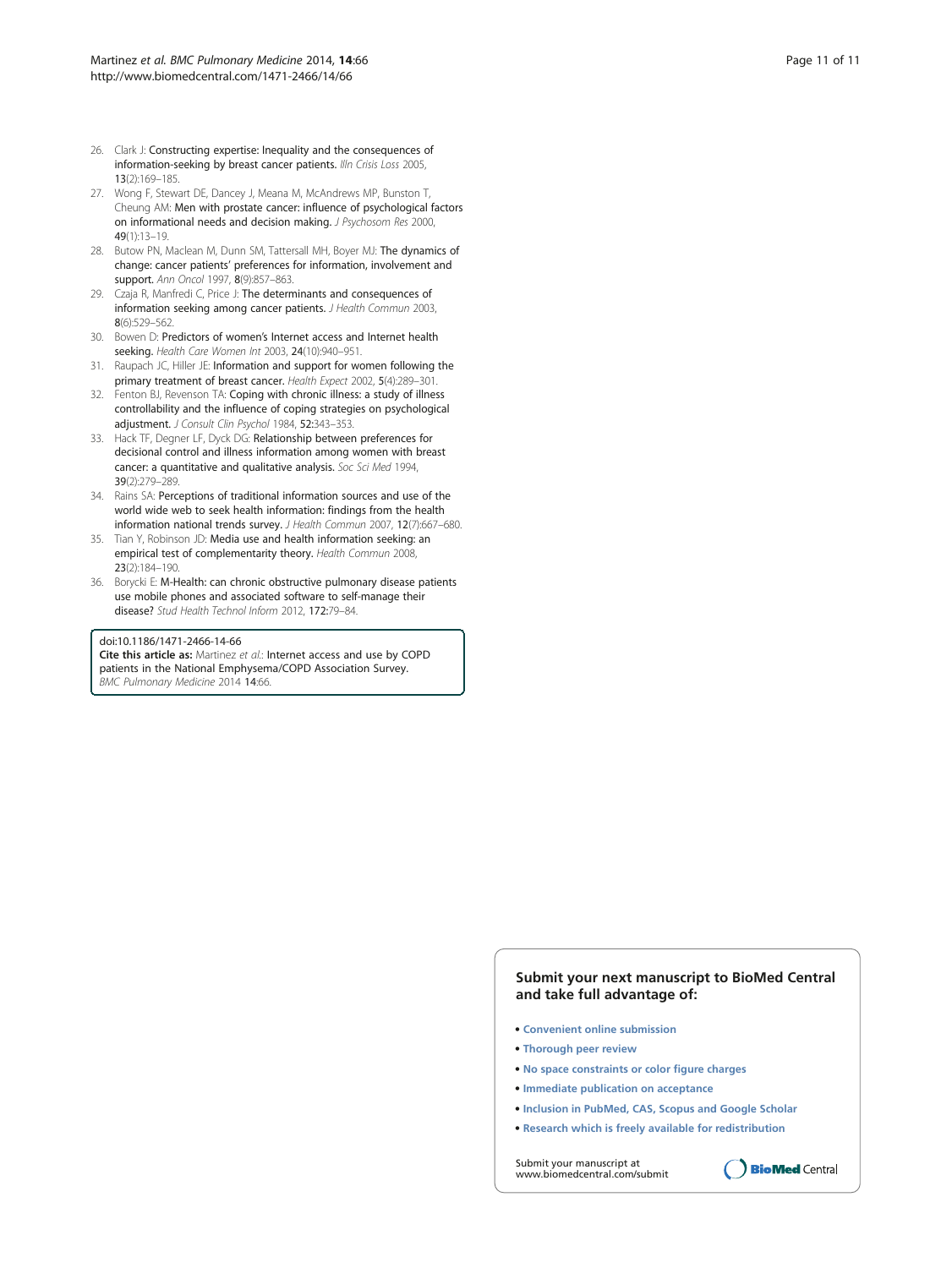26. Clark J: **Constructing expertise: Inequality and the consequences of information-seeking by breast cancer patients.** *Illn Crisis Loss* 2005, **13**(2):169–185.
27. Wong F, Stewart DE, Dancey J, Meana M, McAndrews MP, Bunston T, Cheung AM: **Men with prostate cancer: influence of psychological factors on informational needs and decision making.** *J Psychosom Res* 2000, **49**(1):13–19.
28. Butow PN, Maclean M, Dunn SM, Tattersall MH, Boyer MJ: **The dynamics of change: cancer patients' preferences for information, involvement and support.** *Ann Oncol* 1997, **8**(9):857–863.
29. Czaja R, Manfredi C, Price J: **The determinants and consequences of information seeking among cancer patients.** *J Health Commun* 2003, **8**(6):529–562.
30. Bowen D: **Predictors of women's Internet access and Internet health seeking.** *Health Care Women Int* 2003, **24**(10):940–951.
31. Raupach JC, Hiller JE: **Information and support for women following the primary treatment of breast cancer.** *Health Expect* 2002, **5**(4):289–301.
32. Fenton BJ, Revenson TA: **Coping with chronic illness: a study of illness controllability and the influence of coping strategies on psychological adjustment.** *J Consult Clin Psychol* 1984, **52**:343–353.
33. Hack TF, Degner LF, Dyck DG: **Relationship between preferences for decisional control and illness information among women with breast cancer: a quantitative and qualitative analysis.** *Soc Sci Med* 1994, **39**(2):279–289.
34. Rains SA: **Perceptions of traditional information sources and use of the world wide web to seek health information: findings from the health information national trends survey.** *J Health Commun* 2007, **12**(7):667–680.
35. Tian Y, Robinson JD: **Media use and health information seeking: an empirical test of complementarity theory.** *Health Commun* 2008, **23**(2):184–190.
36. Borycki E: **M-Health: can chronic obstructive pulmonary disease patients use mobile phones and associated software to self-manage their disease?** *Stud Health Technol Inform* 2012, **172**:79–84.

doi:10.1186/1471-2466-14-66
**Cite this article as:** Martinez *et al.*: Internet access and use by COPD patients in the National Emphysema/COPD Association Survey. *BMC Pulmonary Medicine* 2014 **14**:66.

**Submit your next manuscript to BioMed Central and take full advantage of:**

- **Convenient online submission**
- **Thorough peer review**
- **No space constraints or color figure charges**
- **Immediate publication on acceptance**
- **Inclusion in PubMed, CAS, Scopus and Google Scholar**
- **Research which is freely available for redistribution**

Submit your manuscript at
www.biomedcentral.com/submit

BioMed Central